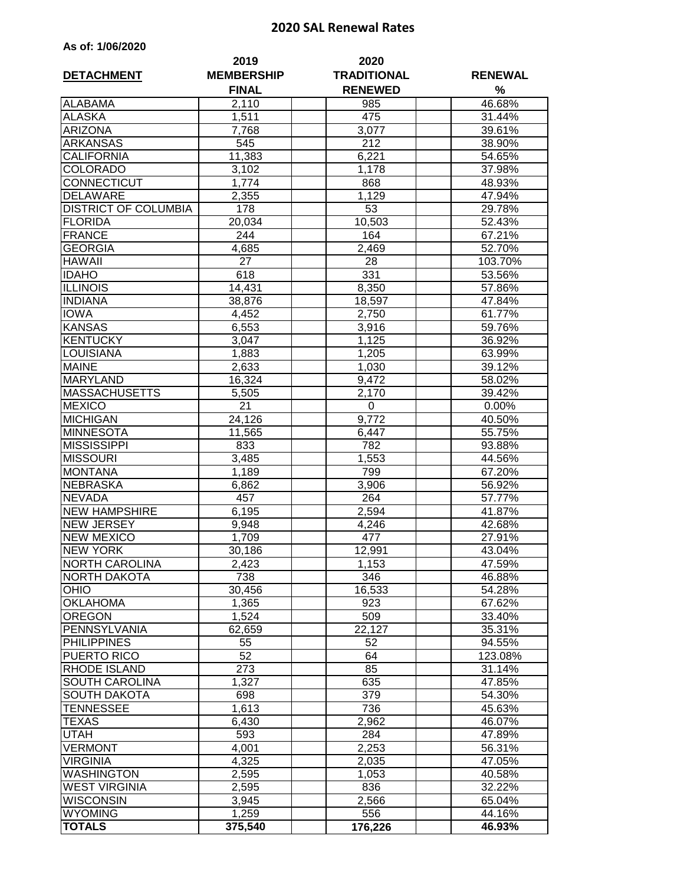# 2020 SAL Renewal Rates

**As of: 1/06/2020**

| DETACHMENT | 2019 MEMBERSHIP FINAL | 2020 TRADITIONAL RENEWED | RENEWAL % |
|---|---|---|---|
| ALABAMA | 2,110 | 985 | 46.68% |
| ALASKA | 1,511 | 475 | 31.44% |
| ARIZONA | 7,768 | 3,077 | 39.61% |
| ARKANSAS | 545 | 212 | 38.90% |
| CALIFORNIA | 11,383 | 6,221 | 54.65% |
| COLORADO | 3,102 | 1,178 | 37.98% |
| CONNECTICUT | 1,774 | 868 | 48.93% |
| DELAWARE | 2,355 | 1,129 | 47.94% |
| DISTRICT OF COLUMBIA | 178 | 53 | 29.78% |
| FLORIDA | 20,034 | 10,503 | 52.43% |
| FRANCE | 244 | 164 | 67.21% |
| GEORGIA | 4,685 | 2,469 | 52.70% |
| HAWAII | 27 | 28 | 103.70% |
| IDAHO | 618 | 331 | 53.56% |
| ILLINOIS | 14,431 | 8,350 | 57.86% |
| INDIANA | 38,876 | 18,597 | 47.84% |
| IOWA | 4,452 | 2,750 | 61.77% |
| KANSAS | 6,553 | 3,916 | 59.76% |
| KENTUCKY | 3,047 | 1,125 | 36.92% |
| LOUISIANA | 1,883 | 1,205 | 63.99% |
| MAINE | 2,633 | 1,030 | 39.12% |
| MARYLAND | 16,324 | 9,472 | 58.02% |
| MASSACHUSETTS | 5,505 | 2,170 | 39.42% |
| MEXICO | 21 | 0 | 0.00% |
| MICHIGAN | 24,126 | 9,772 | 40.50% |
| MINNESOTA | 11,565 | 6,447 | 55.75% |
| MISSISSIPPI | 833 | 782 | 93.88% |
| MISSOURI | 3,485 | 1,553 | 44.56% |
| MONTANA | 1,189 | 799 | 67.20% |
| NEBRASKA | 6,862 | 3,906 | 56.92% |
| NEVADA | 457 | 264 | 57.77% |
| NEW HAMPSHIRE | 6,195 | 2,594 | 41.87% |
| NEW JERSEY | 9,948 | 4,246 | 42.68% |
| NEW MEXICO | 1,709 | 477 | 27.91% |
| NEW YORK | 30,186 | 12,991 | 43.04% |
| NORTH CAROLINA | 2,423 | 1,153 | 47.59% |
| NORTH DAKOTA | 738 | 346 | 46.88% |
| OHIO | 30,456 | 16,533 | 54.28% |
| OKLAHOMA | 1,365 | 923 | 67.62% |
| OREGON | 1,524 | 509 | 33.40% |
| PENNSYLVANIA | 62,659 | 22,127 | 35.31% |
| PHILIPPINES | 55 | 52 | 94.55% |
| PUERTO RICO | 52 | 64 | 123.08% |
| RHODE ISLAND | 273 | 85 | 31.14% |
| SOUTH CAROLINA | 1,327 | 635 | 47.85% |
| SOUTH DAKOTA | 698 | 379 | 54.30% |
| TENNESSEE | 1,613 | 736 | 45.63% |
| TEXAS | 6,430 | 2,962 | 46.07% |
| UTAH | 593 | 284 | 47.89% |
| VERMONT | 4,001 | 2,253 | 56.31% |
| VIRGINIA | 4,325 | 2,035 | 47.05% |
| WASHINGTON | 2,595 | 1,053 | 40.58% |
| WEST VIRGINIA | 2,595 | 836 | 32.22% |
| WISCONSIN | 3,945 | 2,566 | 65.04% |
| WYOMING | 1,259 | 556 | 44.16% |
| **TOTALS** | **375,540** | **176,226** | **46.93%** |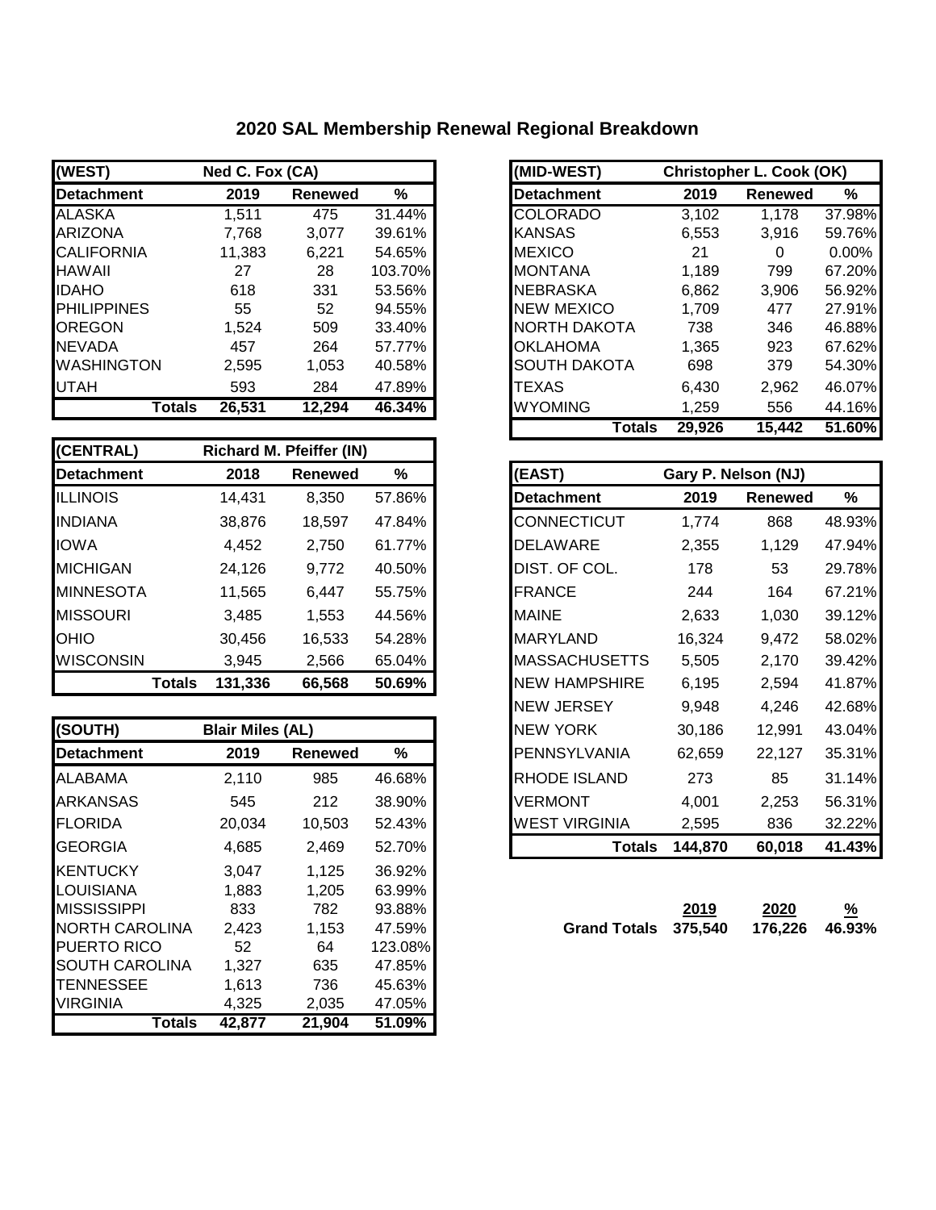# 2020 SAL Membership Renewal Regional Breakdown

| (WEST) | Ned C. Fox (CA) | | |
|---|---|---|---|
| **Detachment** | **2019** | **Renewed** | **%** |
| ALASKA | 1,511 | 475 | 31.44% |
| ARIZONA | 7,768 | 3,077 | 39.61% |
| CALIFORNIA | 11,383 | 6,221 | 54.65% |
| HAWAII | 27 | 28 | 103.70% |
| IDAHO | 618 | 331 | 53.56% |
| PHILIPPINES | 55 | 52 | 94.55% |
| OREGON | 1,524 | 509 | 33.40% |
| NEVADA | 457 | 264 | 57.77% |
| WASHINGTON | 2,595 | 1,053 | 40.58% |
| UTAH | 593 | 284 | 47.89% |
| **Totals** | **26,531** | **12,294** | **46.34%** |

| (CENTRAL) | Richard M. Pfeiffer (IN) | | |
|---|---|---|---|
| **Detachment** | **2018** | **Renewed** | **%** |
| ILLINOIS | 14,431 | 8,350 | 57.86% |
| INDIANA | 38,876 | 18,597 | 47.84% |
| IOWA | 4,452 | 2,750 | 61.77% |
| MICHIGAN | 24,126 | 9,772 | 40.50% |
| MINNESOTA | 11,565 | 6,447 | 55.75% |
| MISSOURI | 3,485 | 1,553 | 44.56% |
| OHIO | 30,456 | 16,533 | 54.28% |
| WISCONSIN | 3,945 | 2,566 | 65.04% |
| **Totals** | **131,336** | **66,568** | **50.69%** |

| (SOUTH) | Blair Miles (AL) | | |
|---|---|---|---|
| **Detachment** | **2019** | **Renewed** | **%** |
| ALABAMA | 2,110 | 985 | 46.68% |
| ARKANSAS | 545 | 212 | 38.90% |
| FLORIDA | 20,034 | 10,503 | 52.43% |
| GEORGIA | 4,685 | 2,469 | 52.70% |
| KENTUCKY | 3,047 | 1,125 | 36.92% |
| LOUISIANA | 1,883 | 1,205 | 63.99% |
| MISSISSIPPI | 833 | 782 | 93.88% |
| NORTH CAROLINA | 2,423 | 1,153 | 47.59% |
| PUERTO RICO | 52 | 64 | 123.08% |
| SOUTH CAROLINA | 1,327 | 635 | 47.85% |
| TENNESSEE | 1,613 | 736 | 45.63% |
| VIRGINIA | 4,325 | 2,035 | 47.05% |
| **Totals** | **42,877** | **21,904** | **51.09%** |

| (MID-WEST) | Christopher L. Cook (OK) | | |
|---|---|---|---|
| **Detachment** | **2019** | **Renewed** | **%** |
| COLORADO | 3,102 | 1,178 | 37.98% |
| KANSAS | 6,553 | 3,916 | 59.76% |
| MEXICO | 21 | 0 | 0.00% |
| MONTANA | 1,189 | 799 | 67.20% |
| NEBRASKA | 6,862 | 3,906 | 56.92% |
| NEW MEXICO | 1,709 | 477 | 27.91% |
| NORTH DAKOTA | 738 | 346 | 46.88% |
| OKLAHOMA | 1,365 | 923 | 67.62% |
| SOUTH DAKOTA | 698 | 379 | 54.30% |
| TEXAS | 6,430 | 2,962 | 46.07% |
| WYOMING | 1,259 | 556 | 44.16% |
| **Totals** | **29,926** | **15,442** | **51.60%** |

| (EAST) | Gary P. Nelson (NJ) | | |
|---|---|---|---|
| **Detachment** | **2019** | **Renewed** | **%** |
| CONNECTICUT | 1,774 | 868 | 48.93% |
| DELAWARE | 2,355 | 1,129 | 47.94% |
| DIST. OF COL. | 178 | 53 | 29.78% |
| FRANCE | 244 | 164 | 67.21% |
| MAINE | 2,633 | 1,030 | 39.12% |
| MARYLAND | 16,324 | 9,472 | 58.02% |
| MASSACHUSETTS | 5,505 | 2,170 | 39.42% |
| NEW HAMPSHIRE | 6,195 | 2,594 | 41.87% |
| NEW JERSEY | 9,948 | 4,246 | 42.68% |
| NEW YORK | 30,186 | 12,991 | 43.04% |
| PENNSYLVANIA | 62,659 | 22,127 | 35.31% |
| RHODE ISLAND | 273 | 85 | 31.14% |
| VERMONT | 4,001 | 2,253 | 56.31% |
| WEST VIRGINIA | 2,595 | 836 | 32.22% |
| **Totals** | **144,870** | **60,018** | **41.43%** |

| | 2019 | 2020 | % |
|---|---|---|---|
| **Grand Totals** | **375,540** | **176,226** | **46.93%** |